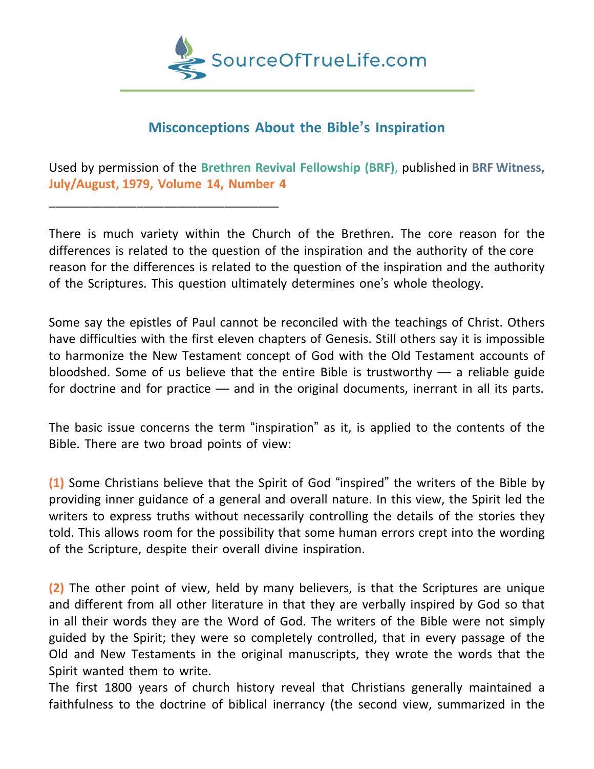# Misconceptions About the Bible's Inspiration

Used by permission of the **Brethren Revival Fellowship (BRF)**, published in **BRF Witness, July/August, 1979, Volume 14, Number 4**

___________________________________

There is much variety within the Church of the Brethren. The core reason for the differences is related to the question of the inspiration and the authority of the core reason for the differences is related to the question of the inspiration and the authority of the Scriptures. This question ultimately determines one's whole theology.

Some say the epistles of Paul cannot be reconciled with the teachings of Christ. Others have difficulties with the first eleven chapters of Genesis. Still others say it is impossible to harmonize the New Testament concept of God with the Old Testament accounts of bloodshed. Some of us believe that the entire Bible is trustworthy — a reliable guide for doctrine and for practice — and in the original documents, inerrant in all its parts.

The basic issue concerns the term "inspiration" as it, is applied to the contents of the Bible. There are two broad points of view:

**(1)** Some Christians believe that the Spirit of God "inspired" the writers of the Bible by providing inner guidance of a general and overall nature. In this view, the Spirit led the writers to express truths without necessarily controlling the details of the stories they told. This allows room for the possibility that some human errors crept into the wording of the Scripture, despite their overall divine inspiration.

**(2)** The other point of view, held by many believers, is that the Scriptures are unique and different from all other literature in that they are verbally inspired by God so that in all their words they are the Word of God. The writers of the Bible were not simply guided by the Spirit; they were so completely controlled, that in every passage of the Old and New Testaments in the original manuscripts, they wrote the words that the Spirit wanted them to write.

The first 1800 years of church history reveal that Christians generally maintained a faithfulness to the doctrine of biblical inerrancy (the second view, summarized in the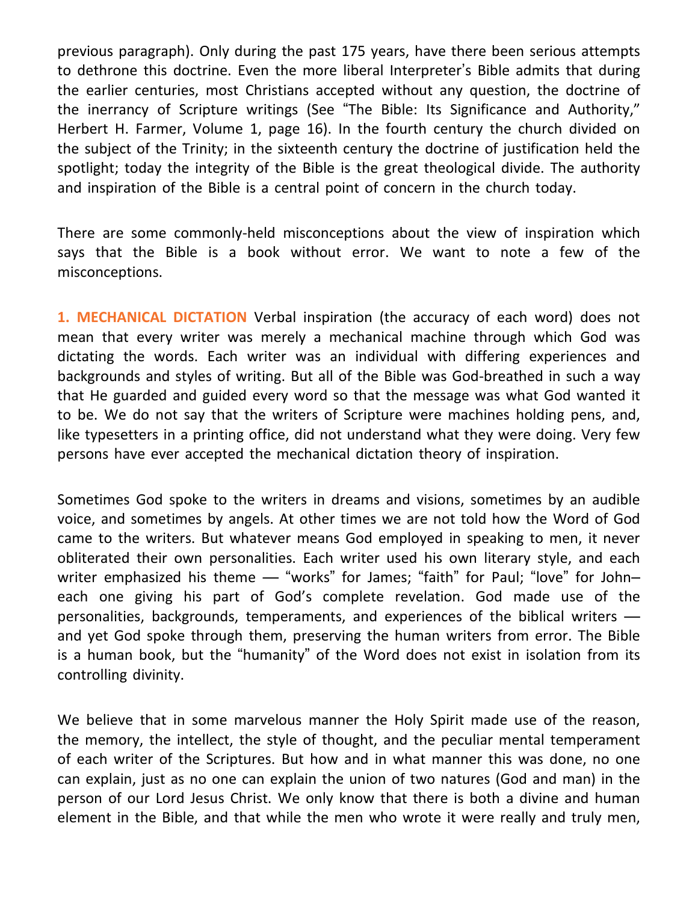previous paragraph). Only during the past 175 years, have there been serious attempts to dethrone this doctrine. Even the more liberal Interpreter's Bible admits that during the earlier centuries, most Christians accepted without any question, the doctrine of the inerrancy of Scripture writings (See "The Bible: Its Significance and Authority," Herbert H. Farmer, Volume 1, page 16). In the fourth century the church divided on the subject of the Trinity; in the sixteenth century the doctrine of justification held the spotlight; today the integrity of the Bible is the great theological divide. The authority and inspiration of the Bible is a central point of concern in the church today.

There are some commonly-held misconceptions about the view of inspiration which says that the Bible is a book without error. We want to note a few of the misconceptions.

**1. MECHANICAL DICTATION** Verbal inspiration (the accuracy of each word) does not mean that every writer was merely a mechanical machine through which God was dictating the words. Each writer was an individual with differing experiences and backgrounds and styles of writing. But all of the Bible was God-breathed in such a way that He guarded and guided every word so that the message was what God wanted it to be. We do not say that the writers of Scripture were machines holding pens, and, like typesetters in a printing office, did not understand what they were doing. Very few persons have ever accepted the mechanical dictation theory of inspiration.

Sometimes God spoke to the writers in dreams and visions, sometimes by an audible voice, and sometimes by angels. At other times we are not told how the Word of God came to the writers. But whatever means God employed in speaking to men, it never obliterated their own personalities. Each writer used his own literary style, and each writer emphasized his theme — "works" for James; "faith" for Paul; "love" for John– each one giving his part of God's complete revelation. God made use of the personalities, backgrounds, temperaments, and experiences of the biblical writers — and yet God spoke through them, preserving the human writers from error. The Bible is a human book, but the "humanity" of the Word does not exist in isolation from its controlling divinity.

We believe that in some marvelous manner the Holy Spirit made use of the reason, the memory, the intellect, the style of thought, and the peculiar mental temperament of each writer of the Scriptures. But how and in what manner this was done, no one can explain, just as no one can explain the union of two natures (God and man) in the person of our Lord Jesus Christ. We only know that there is both a divine and human element in the Bible, and that while the men who wrote it were really and truly men,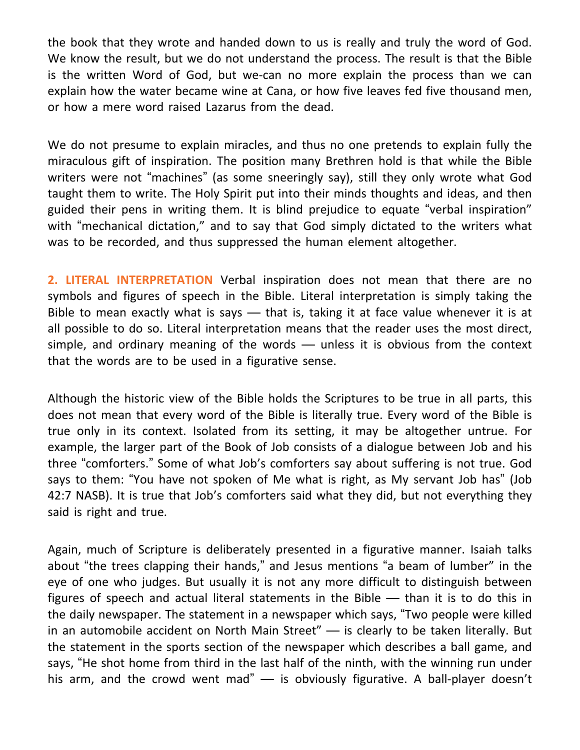the book that they wrote and handed down to us is really and truly the word of God. We know the result, but we do not understand the process. The result is that the Bible is the written Word of God, but we-can no more explain the process than we can explain how the water became wine at Cana, or how five leaves fed five thousand men, or how a mere word raised Lazarus from the dead.

We do not presume to explain miracles, and thus no one pretends to explain fully the miraculous gift of inspiration. The position many Brethren hold is that while the Bible writers were not “machines” (as some sneeringly say), still they only wrote what God taught them to write. The Holy Spirit put into their minds thoughts and ideas, and then guided their pens in writing them. It is blind prejudice to equate “verbal inspiration” with “mechanical dictation,” and to say that God simply dictated to the writers what was to be recorded, and thus suppressed the human element altogether.

**2. LITERAL INTERPRETATION** Verbal inspiration does not mean that there are no symbols and figures of speech in the Bible. Literal interpretation is simply taking the Bible to mean exactly what is says — that is, taking it at face value whenever it is at all possible to do so. Literal interpretation means that the reader uses the most direct, simple, and ordinary meaning of the words — unless it is obvious from the context that the words are to be used in a figurative sense.

Although the historic view of the Bible holds the Scriptures to be true in all parts, this does not mean that every word of the Bible is literally true. Every word of the Bible is true only in its context. Isolated from its setting, it may be altogether untrue. For example, the larger part of the Book of Job consists of a dialogue between Job and his three “comforters.” Some of what Job’s comforters say about suffering is not true. God says to them: “You have not spoken of Me what is right, as My servant Job has” (Job 42:7 NASB). It is true that Job’s comforters said what they did, but not everything they said is right and true.

Again, much of Scripture is deliberately presented in a figurative manner. Isaiah talks about “the trees clapping their hands,” and Jesus mentions “a beam of lumber” in the eye of one who judges. But usually it is not any more difficult to distinguish between figures of speech and actual literal statements in the Bible — than it is to do this in the daily newspaper. The statement in a newspaper which says, “Two people were killed in an automobile accident on North Main Street” — is clearly to be taken literally. But the statement in the sports section of the newspaper which describes a ball game, and says, “He shot home from third in the last half of the ninth, with the winning run under his arm, and the crowd went mad” — is obviously figurative. A ball-player doesn’t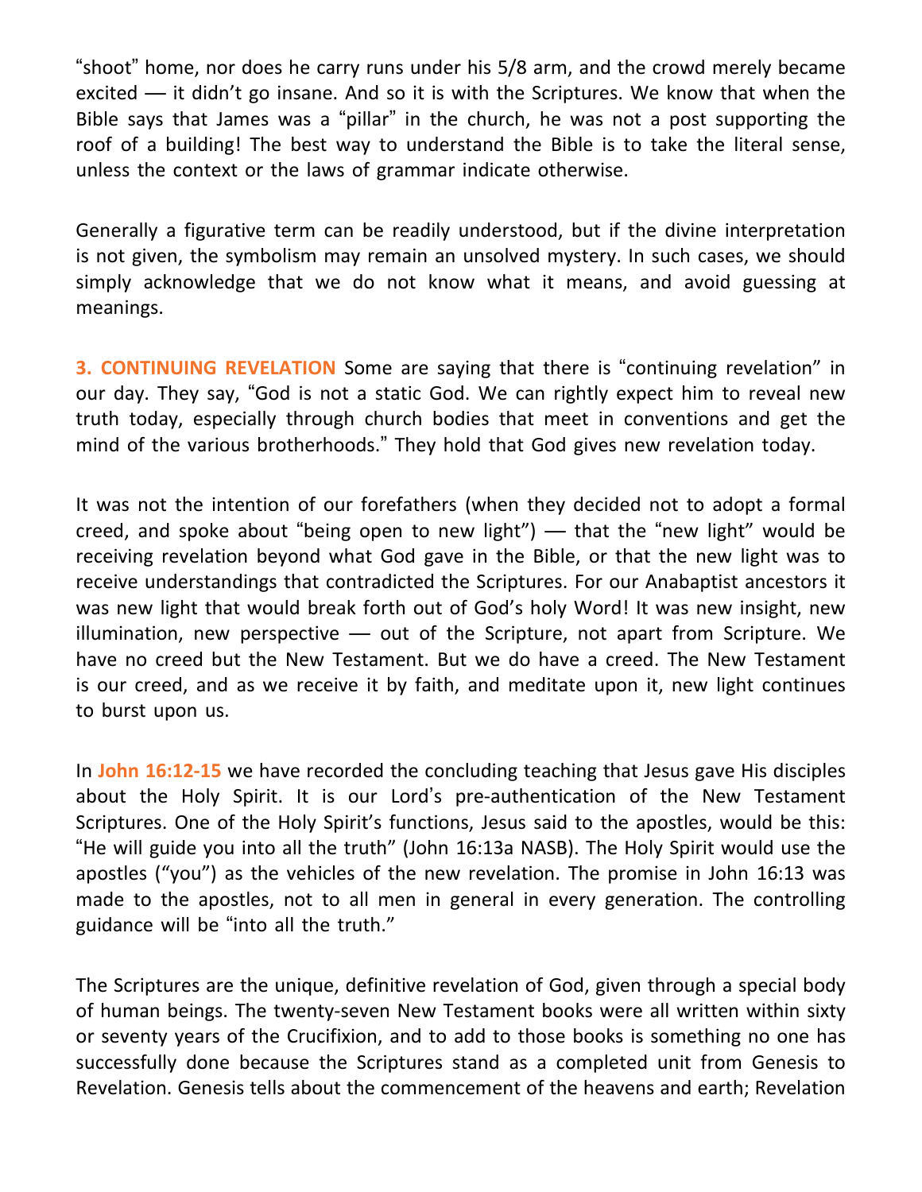"shoot" home, nor does he carry runs under his 5/8 arm, and the crowd merely became excited — it didn't go insane. And so it is with the Scriptures. We know that when the Bible says that James was a "pillar" in the church, he was not a post supporting the roof of a building! The best way to understand the Bible is to take the literal sense, unless the context or the laws of grammar indicate otherwise.

Generally a figurative term can be readily understood, but if the divine interpretation is not given, the symbolism may remain an unsolved mystery. In such cases, we should simply acknowledge that we do not know what it means, and avoid guessing at meanings.

**3. CONTINUING REVELATION** Some are saying that there is "continuing revelation" in our day. They say, "God is not a static God. We can rightly expect him to reveal new truth today, especially through church bodies that meet in conventions and get the mind of the various brotherhoods." They hold that God gives new revelation today.

It was not the intention of our forefathers (when they decided not to adopt a formal creed, and spoke about "being open to new light") — that the "new light" would be receiving revelation beyond what God gave in the Bible, or that the new light was to receive understandings that contradicted the Scriptures. For our Anabaptist ancestors it was new light that would break forth out of God's holy Word! It was new insight, new illumination, new perspective — out of the Scripture, not apart from Scripture. We have no creed but the New Testament. But we do have a creed. The New Testament is our creed, and as we receive it by faith, and meditate upon it, new light continues to burst upon us.

In **John 16:12-15** we have recorded the concluding teaching that Jesus gave His disciples about the Holy Spirit. It is our Lord's pre-authentication of the New Testament Scriptures. One of the Holy Spirit's functions, Jesus said to the apostles, would be this: "He will guide you into all the truth" (John 16:13a NASB). The Holy Spirit would use the apostles ("you") as the vehicles of the new revelation. The promise in John 16:13 was made to the apostles, not to all men in general in every generation. The controlling guidance will be "into all the truth."

The Scriptures are the unique, definitive revelation of God, given through a special body of human beings. The twenty-seven New Testament books were all written within sixty or seventy years of the Crucifixion, and to add to those books is something no one has successfully done because the Scriptures stand as a completed unit from Genesis to Revelation. Genesis tells about the commencement of the heavens and earth; Revelation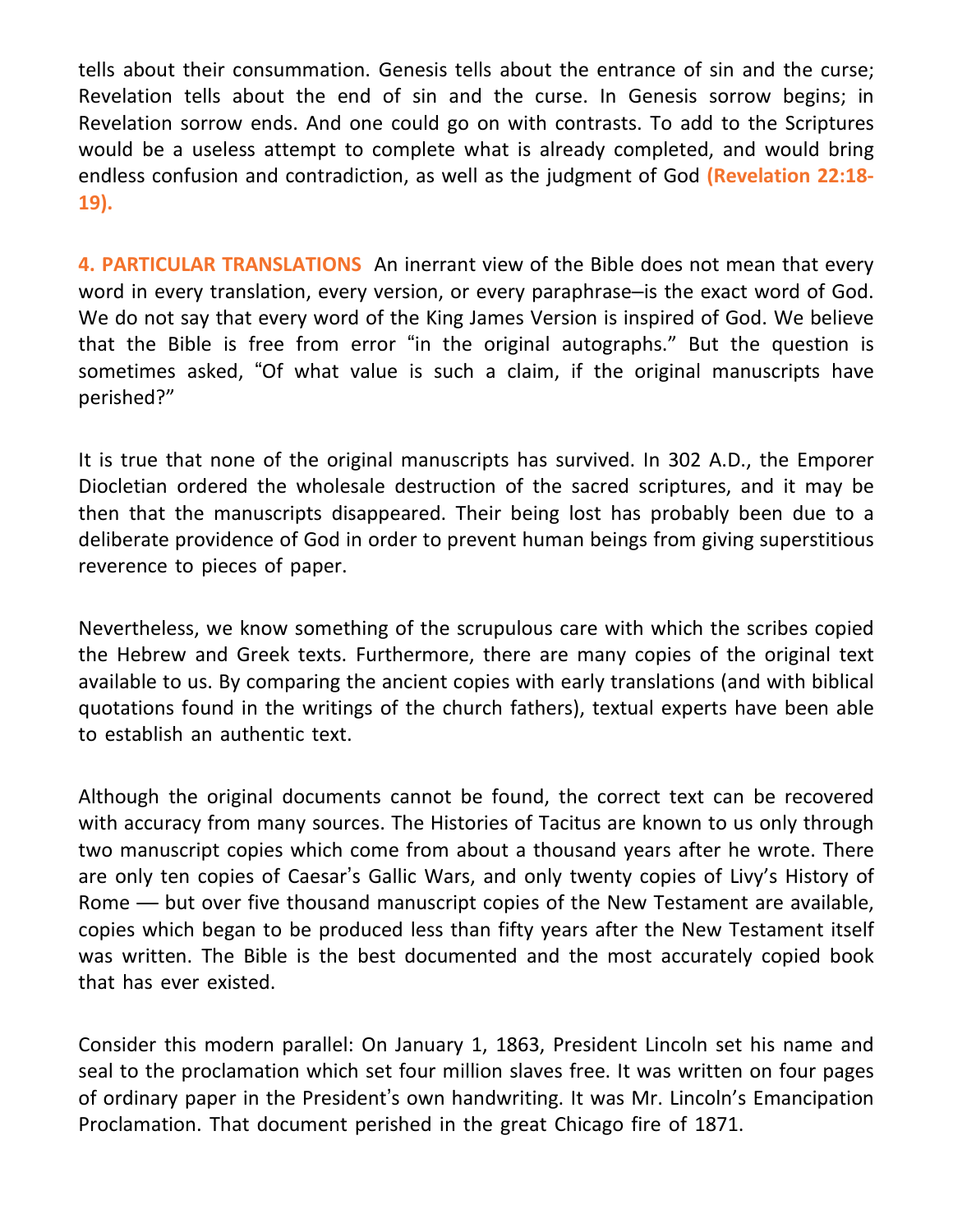tells about their consummation. Genesis tells about the entrance of sin and the curse; Revelation tells about the end of sin and the curse. In Genesis sorrow begins; in Revelation sorrow ends. And one could go on with contrasts. To add to the Scriptures would be a useless attempt to complete what is already completed, and would bring endless confusion and contradiction, as well as the judgment of God **(Revelation 22:18-19).**

**4. PARTICULAR TRANSLATIONS** An inerrant view of the Bible does not mean that every word in every translation, every version, or every paraphrase–is the exact word of God. We do not say that every word of the King James Version is inspired of God. We believe that the Bible is free from error "in the original autographs." But the question is sometimes asked, "Of what value is such a claim, if the original manuscripts have perished?"

It is true that none of the original manuscripts has survived. In 302 A.D., the Emporer Diocletian ordered the wholesale destruction of the sacred scriptures, and it may be then that the manuscripts disappeared. Their being lost has probably been due to a deliberate providence of God in order to prevent human beings from giving superstitious reverence to pieces of paper.

Nevertheless, we know something of the scrupulous care with which the scribes copied the Hebrew and Greek texts. Furthermore, there are many copies of the original text available to us. By comparing the ancient copies with early translations (and with biblical quotations found in the writings of the church fathers), textual experts have been able to establish an authentic text.

Although the original documents cannot be found, the correct text can be recovered with accuracy from many sources. The Histories of Tacitus are known to us only through two manuscript copies which come from about a thousand years after he wrote. There are only ten copies of Caesar's Gallic Wars, and only twenty copies of Livy's History of Rome –– but over five thousand manuscript copies of the New Testament are available, copies which began to be produced less than fifty years after the New Testament itself was written. The Bible is the best documented and the most accurately copied book that has ever existed.

Consider this modern parallel: On January 1, 1863, President Lincoln set his name and seal to the proclamation which set four million slaves free. It was written on four pages of ordinary paper in the President's own handwriting. It was Mr. Lincoln's Emancipation Proclamation. That document perished in the great Chicago fire of 1871.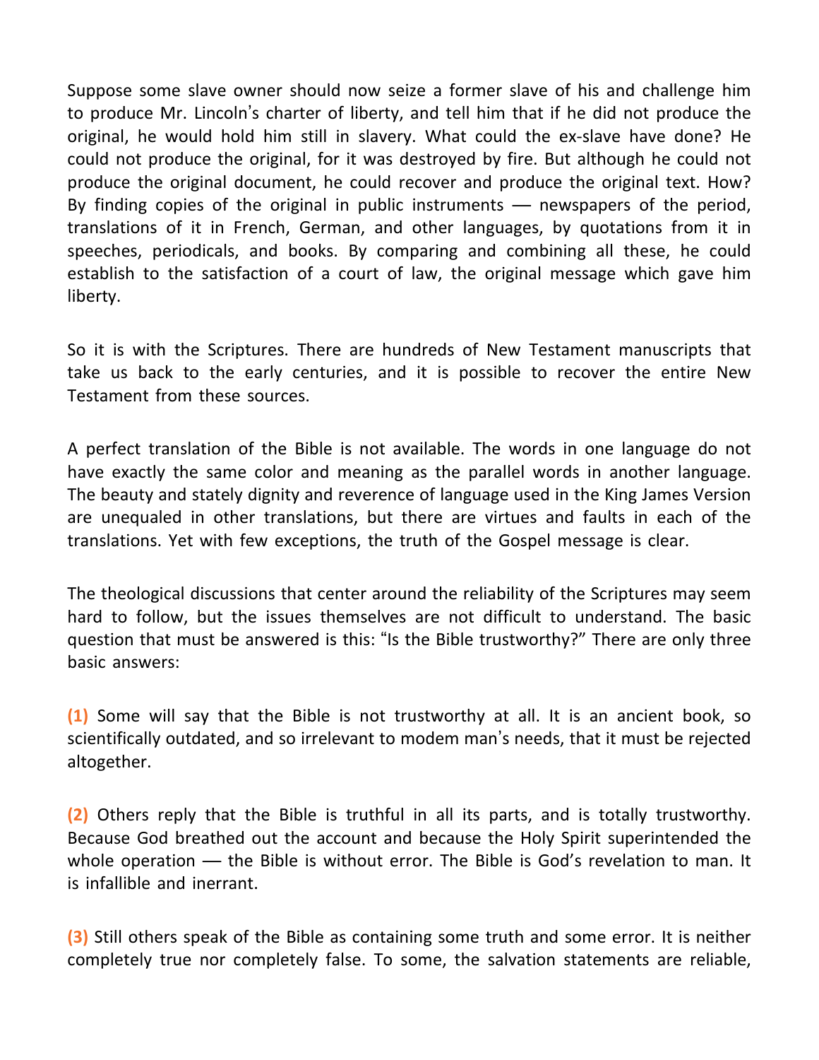Suppose some slave owner should now seize a former slave of his and challenge him to produce Mr. Lincoln's charter of liberty, and tell him that if he did not produce the original, he would hold him still in slavery. What could the ex-slave have done? He could not produce the original, for it was destroyed by fire. But although he could not produce the original document, he could recover and produce the original text. How? By finding copies of the original in public instruments — newspapers of the period, translations of it in French, German, and other languages, by quotations from it in speeches, periodicals, and books. By comparing and combining all these, he could establish to the satisfaction of a court of law, the original message which gave him liberty.

So it is with the Scriptures. There are hundreds of New Testament manuscripts that take us back to the early centuries, and it is possible to recover the entire New Testament from these sources.

A perfect translation of the Bible is not available. The words in one language do not have exactly the same color and meaning as the parallel words in another language. The beauty and stately dignity and reverence of language used in the King James Version are unequaled in other translations, but there are virtues and faults in each of the translations. Yet with few exceptions, the truth of the Gospel message is clear.

The theological discussions that center around the reliability of the Scriptures may seem hard to follow, but the issues themselves are not difficult to understand. The basic question that must be answered is this: "Is the Bible trustworthy?" There are only three basic answers:

**(1)** Some will say that the Bible is not trustworthy at all. It is an ancient book, so scientifically outdated, and so irrelevant to modem man's needs, that it must be rejected altogether.

**(2)** Others reply that the Bible is truthful in all its parts, and is totally trustworthy. Because God breathed out the account and because the Holy Spirit superintended the whole operation — the Bible is without error. The Bible is God's revelation to man. It is infallible and inerrant.

**(3)** Still others speak of the Bible as containing some truth and some error. It is neither completely true nor completely false. To some, the salvation statements are reliable,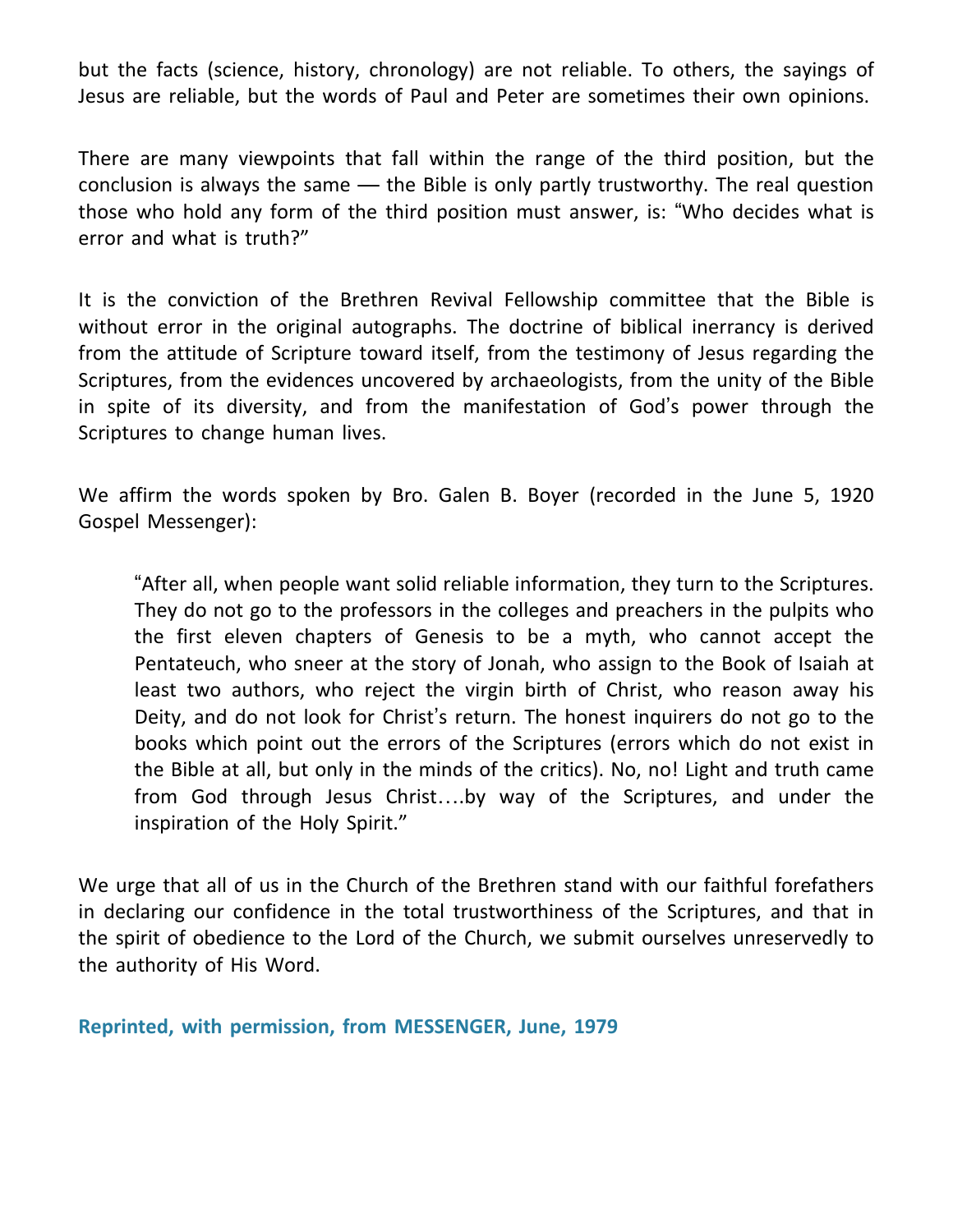but the facts (science, history, chronology) are not reliable. To others, the sayings of Jesus are reliable, but the words of Paul and Peter are sometimes their own opinions.

There are many viewpoints that fall within the range of the third position, but the conclusion is always the same — the Bible is only partly trustworthy. The real question those who hold any form of the third position must answer, is: "Who decides what is error and what is truth?"

It is the conviction of the Brethren Revival Fellowship committee that the Bible is without error in the original autographs. The doctrine of biblical inerrancy is derived from the attitude of Scripture toward itself, from the testimony of Jesus regarding the Scriptures, from the evidences uncovered by archaeologists, from the unity of the Bible in spite of its diversity, and from the manifestation of God's power through the Scriptures to change human lives.

We affirm the words spoken by Bro. Galen B. Boyer (recorded in the June 5, 1920 Gospel Messenger):

> "After all, when people want solid reliable information, they turn to the Scriptures. They do not go to the professors in the colleges and preachers in the pulpits who the first eleven chapters of Genesis to be a myth, who cannot accept the Pentateuch, who sneer at the story of Jonah, who assign to the Book of Isaiah at least two authors, who reject the virgin birth of Christ, who reason away his Deity, and do not look for Christ's return. The honest inquirers do not go to the books which point out the errors of the Scriptures (errors which do not exist in the Bible at all, but only in the minds of the critics). No, no! Light and truth came from God through Jesus Christ….by way of the Scriptures, and under the inspiration of the Holy Spirit."

We urge that all of us in the Church of the Brethren stand with our faithful forefathers in declaring our confidence in the total trustworthiness of the Scriptures, and that in the spirit of obedience to the Lord of the Church, we submit ourselves unreservedly to the authority of His Word.

**Reprinted, with permission, from MESSENGER, June, 1979**